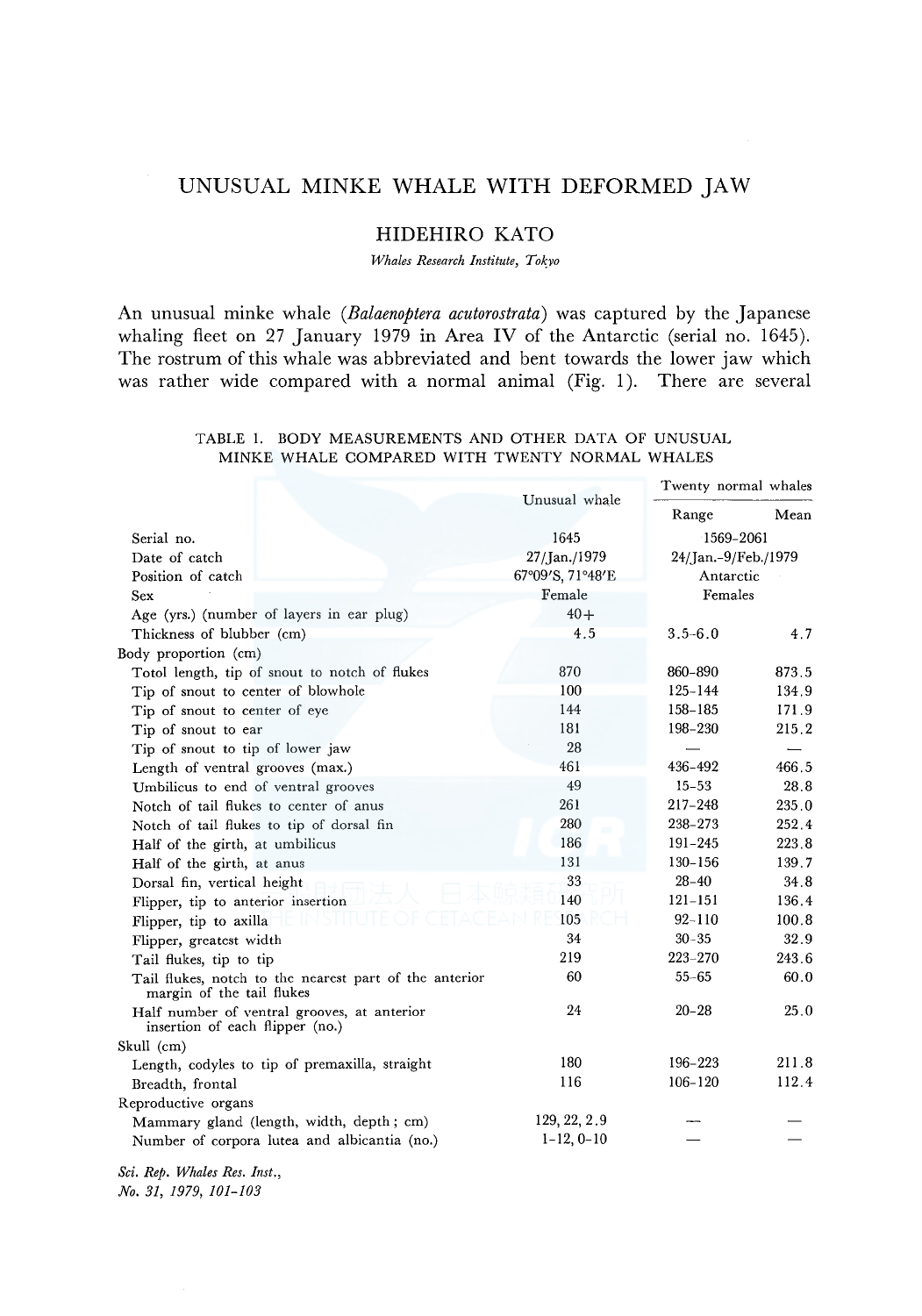# UNUSUAL MINKE WHALE WITH DEFORMED JAW

## HIDEHIRO KATO

*Whales Research Institute, Tokyo*

An unusual minke whale (*Balaenoptera acutorostrata*) was captured by the Japanese whaling fleet on 27 January 1979 in Area IV of the Antarctic (serial no. 1645). The rostrum of this whale was abbreviated and bent towards the lower jaw which was rather wide compared with a normal animal (Fig. 1). There are several

TABLE 1. BODY MEASUREMENTS AND OTHER DATA OF UNUSUAL MINKE WHALE COMPARED WITH TWENTY NORMAL WHALES

| | Unusual whale | Twenty normal whales | |
|---|---|---|---|
| | | Range | Mean |
| Serial no. | 1645 | 1569–2061 | |
| Date of catch | 27/Jan./1979 | 24/Jan.–9/Feb./1979 | |
| Position of catch | 67°09′S, 71°48′E | Antarctic | |
| Sex | Female | Females | |
| Age (yrs.) (number of layers in ear plug) | 40+ | | |
| Thickness of blubber (cm) | 4.5 | 3.5–6.0 | 4.7 |
| Body proportion (cm) | | | |
| Totol length, tip of snout to notch of flukes | 870 | 860–890 | 873.5 |
| Tip of snout to center of blowhole | 100 | 125–144 | 134.9 |
| Tip of snout to center of eye | 144 | 158–185 | 171.9 |
| Tip of snout to ear | 181 | 198–230 | 215.2 |
| Tip of snout to tip of lower jaw | 28 | — | — |
| Length of ventral grooves (max.) | 461 | 436–492 | 466.5 |
| Umbilicus to end of ventral grooves | 49 | 15–53 | 28.8 |
| Notch of tail flukes to center of anus | 261 | 217–248 | 235.0 |
| Notch of tail flukes to tip of dorsal fin | 280 | 238–273 | 252.4 |
| Half of the girth, at umbilicus | 186 | 191–245 | 223.8 |
| Half of the girth, at anus | 131 | 130–156 | 139.7 |
| Dorsal fin, vertical height | 33 | 28–40 | 34.8 |
| Flipper, tip to anterior insertion | 140 | 121–151 | 136.4 |
| Flipper, tip to axilla | 105 | 92–110 | 100.8 |
| Flipper, greatest width | 34 | 30–35 | 32.9 |
| Tail flukes, tip to tip | 219 | 223–270 | 243.6 |
| Tail flukes, notch to the nearest part of the anterior margin of the tail flukes | 60 | 55–65 | 60.0 |
| Half number of ventral grooves, at anterior insertion of each flipper (no.) | 24 | 20–28 | 25.0 |
| Skull (cm) | | | |
| Length, codyles to tip of premaxilla, straight | 180 | 196–223 | 211.8 |
| Breadth, frontal | 116 | 106–120 | 112.4 |
| Reproductive organs | | | |
| Mammary gland (length, width, depth; cm) | 129, 22, 2.9 | — | — |
| Number of corpora lutea and albicantia (no.) | 1–12, 0–10 | — | — |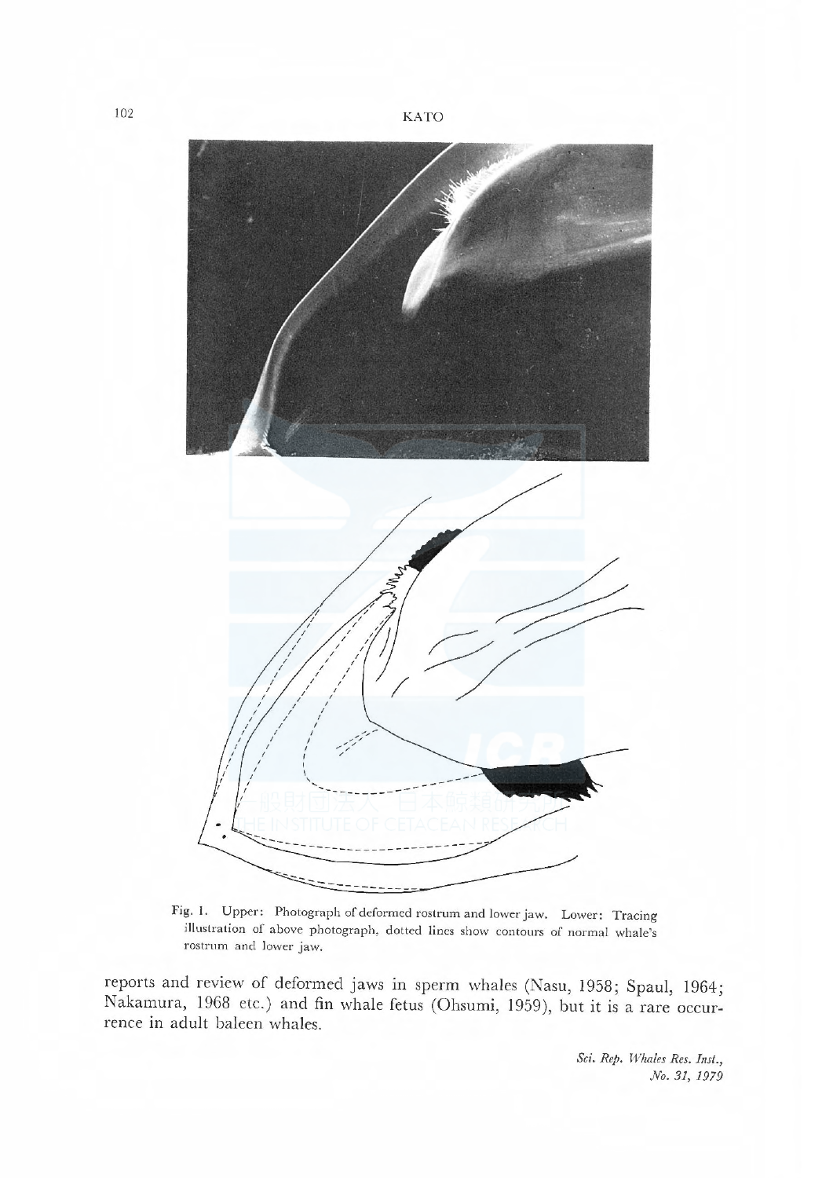Fig. 1. Upper: Photograph of deformed rostrum and lower jaw. Lower: Tracing illustration of above photograph, dotted lines show contours of normal whale's rostrum and lower jaw.

reports and review of deformed jaws in sperm whales (Nasu, 1958; Spaul, 1964; Nakamura, 1968 etc.) and fin whale fetus (Ohsumi, 1959), but it is a rare occurrence in adult baleen whales.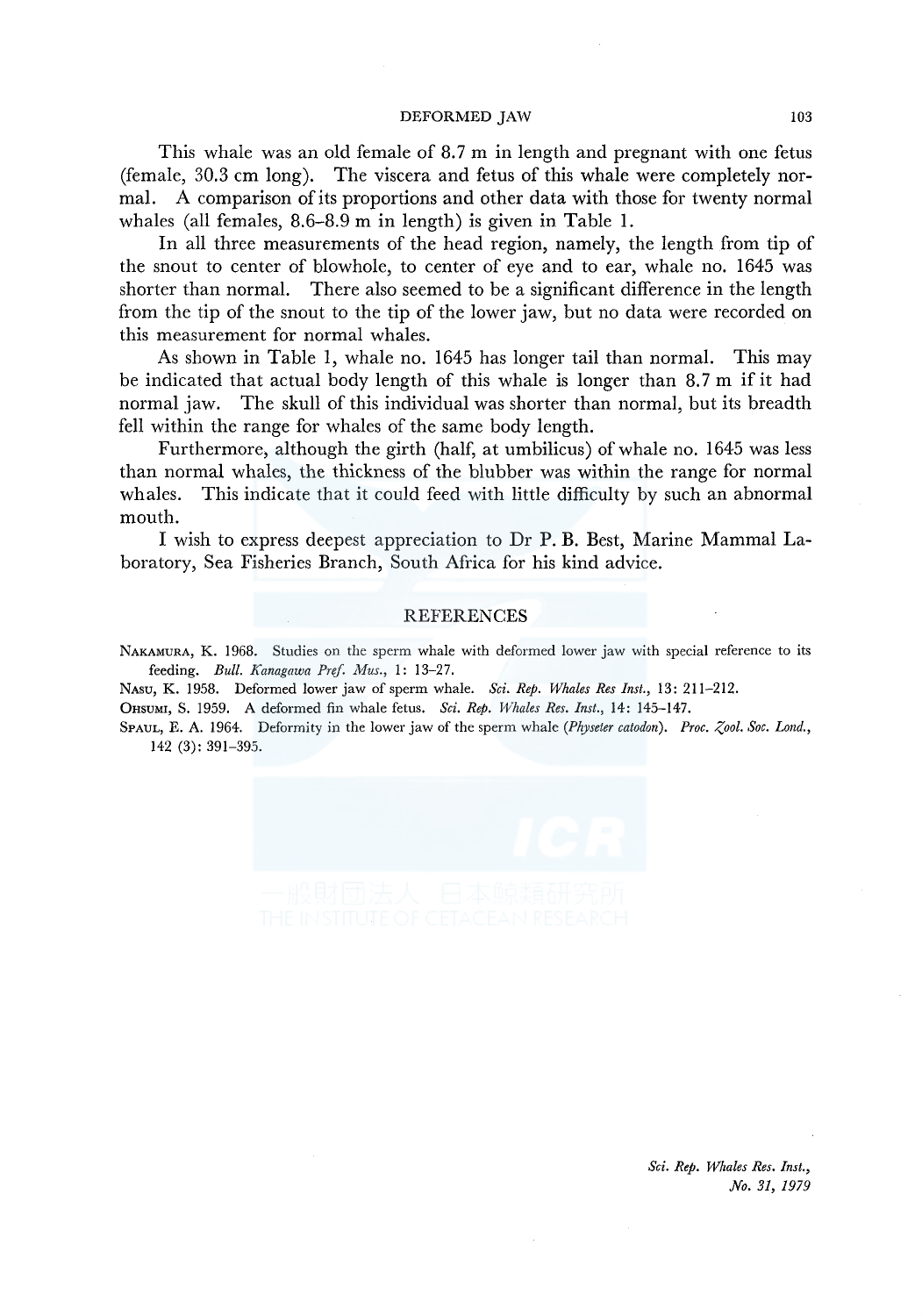This whale was an old female of 8.7 m in length and pregnant with one fetus (female, 30.3 cm long). The viscera and fetus of this whale were completely normal. A comparison of its proportions and other data with those for twenty normal whales (all females, 8.6–8.9 m in length) is given in Table 1.

In all three measurements of the head region, namely, the length from tip of the snout to center of blowhole, to center of eye and to ear, whale no. 1645 was shorter than normal. There also seemed to be a significant difference in the length from the tip of the snout to the tip of the lower jaw, but no data were recorded on this measurement for normal whales.

As shown in Table 1, whale no. 1645 has longer tail than normal. This may be indicated that actual body length of this whale is longer than 8.7 m if it had normal jaw. The skull of this individual was shorter than normal, but its breadth fell within the range for whales of the same body length.

Furthermore, although the girth (half, at umbilicus) of whale no. 1645 was less than normal whales, the thickness of the blubber was within the range for normal whales. This indicate that it could feed with little difficulty by such an abnormal mouth.

I wish to express deepest appreciation to Dr P. B. Best, Marine Mammal Laboratory, Sea Fisheries Branch, South Africa for his kind advice.

## REFERENCES

Nakamura, K. 1968. Studies on the sperm whale with deformed lower jaw with special reference to its feeding. *Bull. Kanagawa Pref. Mus.*, 1: 13–27.

Nasu, K. 1958. Deformed lower jaw of sperm whale. *Sci. Rep. Whales Res Inst.*, 13: 211–212.

Ohsumi, S. 1959. A deformed fin whale fetus. *Sci. Rep. Whales Res. Inst.*, 14: 145–147.

Spaul, E. A. 1964. Deformity in the lower jaw of the sperm whale (*Physeter catodon*). *Proc. Zool. Soc. Lond.*, 142 (3): 391–395.